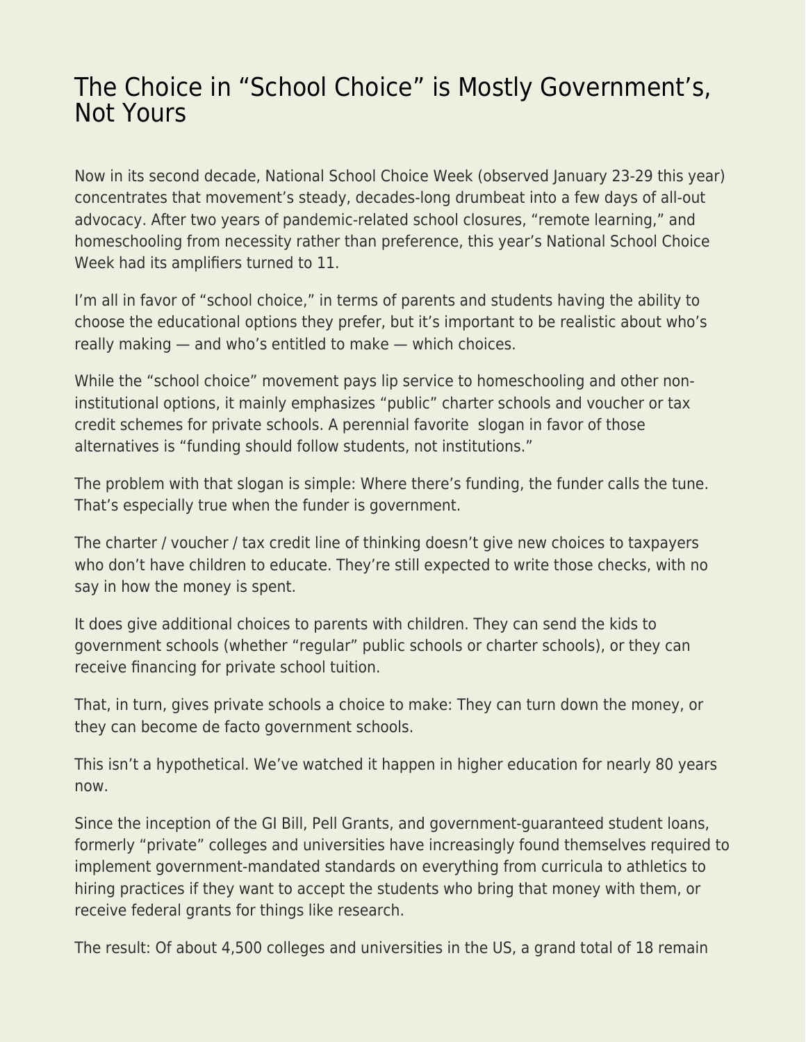# The Choice in "School Choice" is Mostly Government's, Not Yours

Now in its second decade, National School Choice Week (observed January 23-29 this year) concentrates that movement's steady, decades-long drumbeat into a few days of all-out advocacy. After two years of pandemic-related school closures, "remote learning," and homeschooling from necessity rather than preference, this year's National School Choice Week had its amplifiers turned to 11.

I'm all in favor of "school choice," in terms of parents and students having the ability to choose the educational options they prefer, but it's important to be realistic about who's really making — and who's entitled to make — which choices.

While the "school choice" movement pays lip service to homeschooling and other non-institutional options, it mainly emphasizes "public" charter schools and voucher or tax credit schemes for private schools. A perennial favorite slogan in favor of those alternatives is "funding should follow students, not institutions."

The problem with that slogan is simple: Where there's funding, the funder calls the tune. That's especially true when the funder is government.

The charter / voucher / tax credit line of thinking doesn't give new choices to taxpayers who don't have children to educate. They're still expected to write those checks, with no say in how the money is spent.

It does give additional choices to parents with children. They can send the kids to government schools (whether "regular" public schools or charter schools), or they can receive financing for private school tuition.

That, in turn, gives private schools a choice to make: They can turn down the money, or they can become de facto government schools.

This isn't a hypothetical. We've watched it happen in higher education for nearly 80 years now.

Since the inception of the GI Bill, Pell Grants, and government-guaranteed student loans, formerly "private" colleges and universities have increasingly found themselves required to implement government-mandated standards on everything from curricula to athletics to hiring practices if they want to accept the students who bring that money with them, or receive federal grants for things like research.

The result: Of about 4,500 colleges and universities in the US, a grand total of 18 remain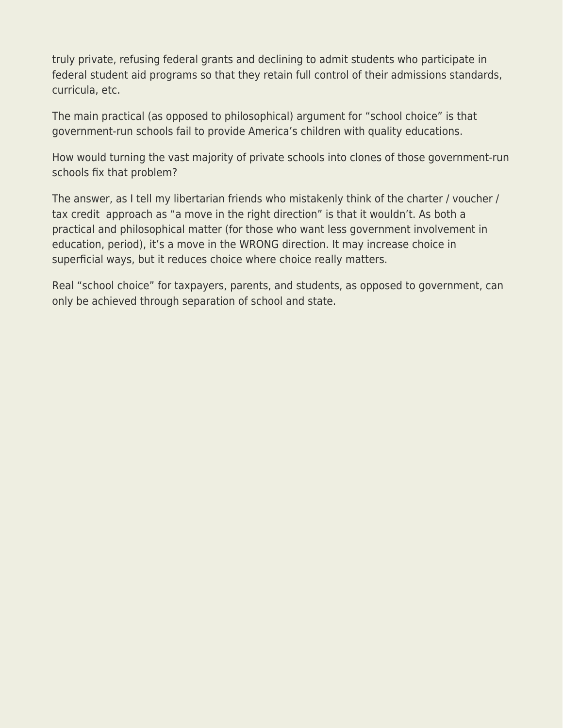truly private, refusing federal grants and declining to admit students who participate in federal student aid programs so that they retain full control of their admissions standards, curricula, etc.

The main practical (as opposed to philosophical) argument for "school choice" is that government-run schools fail to provide America's children with quality educations.

How would turning the vast majority of private schools into clones of those government-run schools fix that problem?

The answer, as I tell my libertarian friends who mistakenly think of the charter / voucher / tax credit approach as "a move in the right direction" is that it wouldn't. As both a practical and philosophical matter (for those who want less government involvement in education, period), it's a move in the WRONG direction. It may increase choice in superficial ways, but it reduces choice where choice really matters.

Real "school choice" for taxpayers, parents, and students, as opposed to government, can only be achieved through separation of school and state.